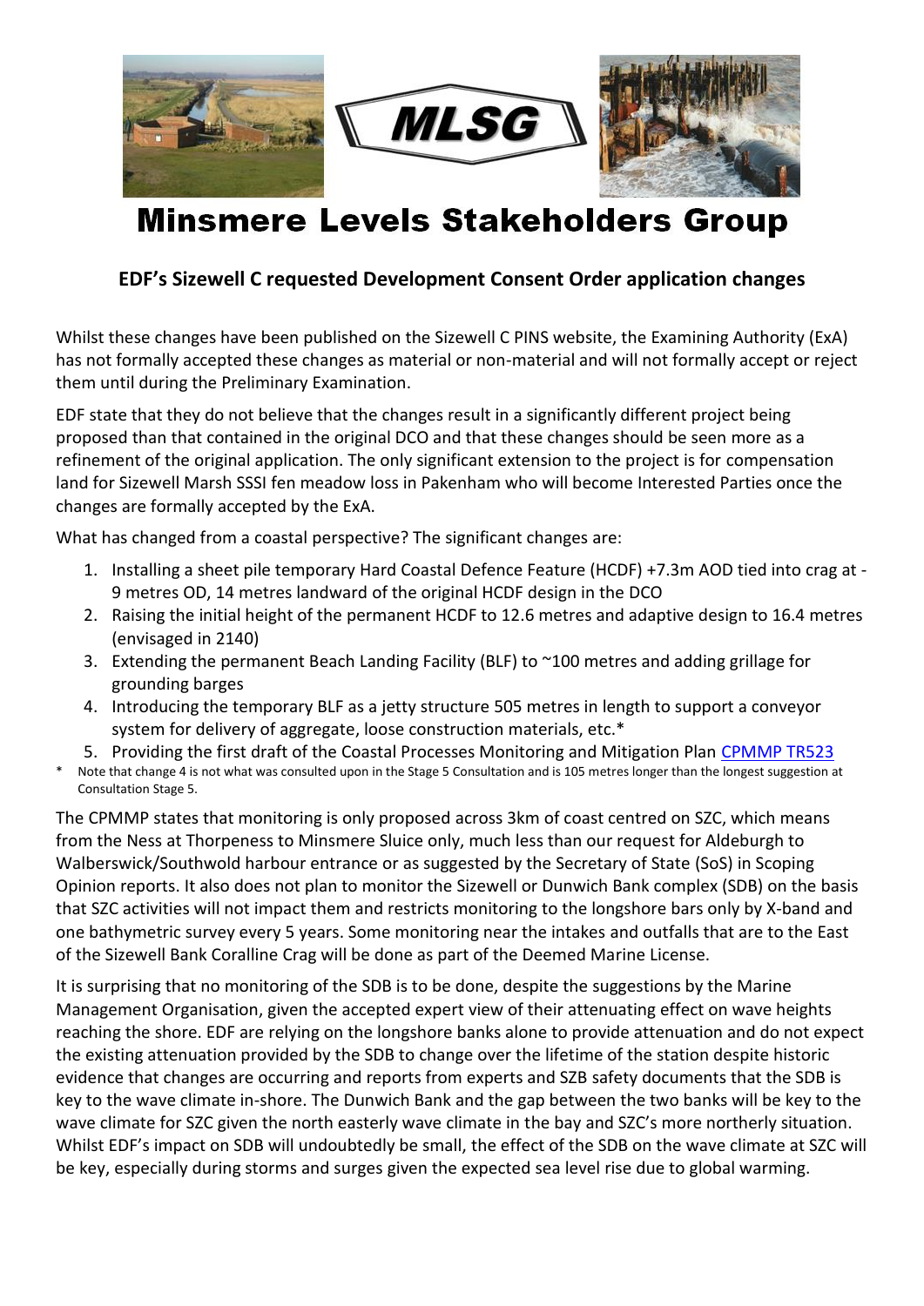# MLSG

# Minsmere Levels Stakeholders Group

## EDF's Sizewell C requested Development Consent Order application changes

Whilst these changes have been published on the Sizewell C PINS website, the Examining Authority (ExA) has not formally accepted these changes as material or non-material and will not formally accept or reject them until during the Preliminary Examination.

EDF state that they do not believe that the changes result in a significantly different project being proposed than that contained in the original DCO and that these changes should be seen more as a refinement of the original application. The only significant extension to the project is for compensation land for Sizewell Marsh SSSI fen meadow loss in Pakenham who will become Interested Parties once the changes are formally accepted by the ExA.

What has changed from a coastal perspective? The significant changes are:

1. Installing a sheet pile temporary Hard Coastal Defence Feature (HCDF) +7.3m AOD tied into crag at -9 metres OD, 14 metres landward of the original HCDF design in the DCO
2. Raising the initial height of the permanent HCDF to 12.6 metres and adaptive design to 16.4 metres (envisaged in 2140)
3. Extending the permanent Beach Landing Facility (BLF) to ~100 metres and adding grillage for grounding barges
4. Introducing the temporary BLF as a jetty structure 505 metres in length to support a conveyor system for delivery of aggregate, loose construction materials, etc.*
5. Providing the first draft of the Coastal Processes Monitoring and Mitigation Plan [CPMMP TR523]

\* Note that change 4 is not what was consulted upon in the Stage 5 Consultation and is 105 metres longer than the longest suggestion at Consultation Stage 5.

The CPMMP states that monitoring is only proposed across 3km of coast centred on SZC, which means from the Ness at Thorpeness to Minsmere Sluice only, much less than our request for Aldeburgh to Walberswick/Southwold harbour entrance or as suggested by the Secretary of State (SoS) in Scoping Opinion reports. It also does not plan to monitor the Sizewell or Dunwich Bank complex (SDB) on the basis that SZC activities will not impact them and restricts monitoring to the longshore bars only by X-band and one bathymetric survey every 5 years. Some monitoring near the intakes and outfalls that are to the East of the Sizewell Bank Coralline Crag will be done as part of the Deemed Marine License.

It is surprising that no monitoring of the SDB is to be done, despite the suggestions by the Marine Management Organisation, given the accepted expert view of their attenuating effect on wave heights reaching the shore. EDF are relying on the longshore banks alone to provide attenuation and do not expect the existing attenuation provided by the SDB to change over the lifetime of the station despite historic evidence that changes are occurring and reports from experts and SZB safety documents that the SDB is key to the wave climate in-shore. The Dunwich Bank and the gap between the two banks will be key to the wave climate for SZC given the north easterly wave climate in the bay and SZC's more northerly situation. Whilst EDF's impact on SDB will undoubtedly be small, the effect of the SDB on the wave climate at SZC will be key, especially during storms and surges given the expected sea level rise due to global warming.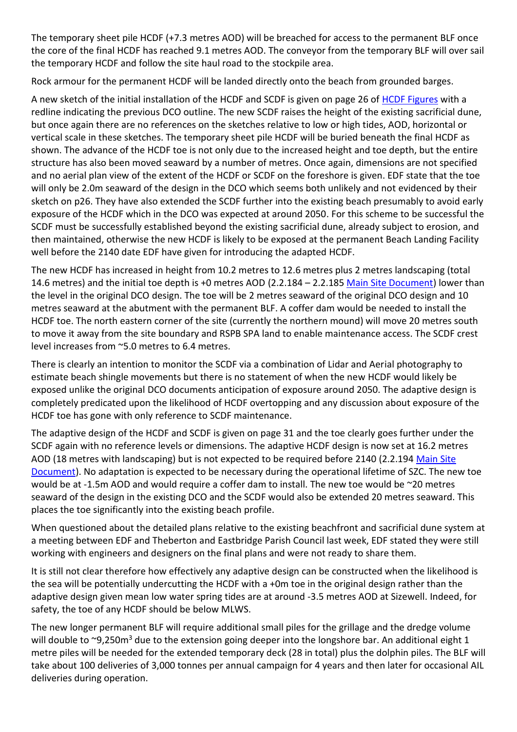The temporary sheet pile HCDF (+7.3 metres AOD) will be breached for access to the permanent BLF once the core of the final HCDF has reached 9.1 metres AOD. The conveyor from the temporary BLF will over sail the temporary HCDF and follow the site haul road to the stockpile area.

Rock armour for the permanent HCDF will be landed directly onto the beach from grounded barges.

A new sketch of the initial installation of the HCDF and SCDF is given on page 26 of HCDF Figures with a redline indicating the previous DCO outline. The new SCDF raises the height of the existing sacrificial dune, but once again there are no references on the sketches relative to low or high tides, AOD, horizontal or vertical scale in these sketches. The temporary sheet pile HCDF will be buried beneath the final HCDF as shown. The advance of the HCDF toe is not only due to the increased height and toe depth, but the entire structure has also been moved seaward by a number of metres. Once again, dimensions are not specified and no aerial plan view of the extent of the HCDF or SCDF on the foreshore is given. EDF state that the toe will only be 2.0m seaward of the design in the DCO which seems both unlikely and not evidenced by their sketch on p26. They have also extended the SCDF further into the existing beach presumably to avoid early exposure of the HCDF which in the DCO was expected at around 2050. For this scheme to be successful the SCDF must be successfully established beyond the existing sacrificial dune, already subject to erosion, and then maintained, otherwise the new HCDF is likely to be exposed at the permanent Beach Landing Facility well before the 2140 date EDF have given for introducing the adapted HCDF.

The new HCDF has increased in height from 10.2 metres to 12.6 metres plus 2 metres landscaping (total 14.6 metres) and the initial toe depth is +0 metres AOD (2.2.184 – 2.2.185 Main Site Document) lower than the level in the original DCO design. The toe will be 2 metres seaward of the original DCO design and 10 metres seaward at the abutment with the permanent BLF. A coffer dam would be needed to install the HCDF toe. The north eastern corner of the site (currently the northern mound) will move 20 metres south to move it away from the site boundary and RSPB SPA land to enable maintenance access. The SCDF crest level increases from ~5.0 metres to 6.4 metres.

There is clearly an intention to monitor the SCDF via a combination of Lidar and Aerial photography to estimate beach shingle movements but there is no statement of when the new HCDF would likely be exposed unlike the original DCO documents anticipation of exposure around 2050. The adaptive design is completely predicated upon the likelihood of HCDF overtopping and any discussion about exposure of the HCDF toe has gone with only reference to SCDF maintenance.

The adaptive design of the HCDF and SCDF is given on page 31 and the toe clearly goes further under the SCDF again with no reference levels or dimensions. The adaptive HCDF design is now set at 16.2 metres AOD (18 metres with landscaping) but is not expected to be required before 2140 (2.2.194 Main Site Document). No adaptation is expected to be necessary during the operational lifetime of SZC. The new toe would be at -1.5m AOD and would require a coffer dam to install. The new toe would be ~20 metres seaward of the design in the existing DCO and the SCDF would also be extended 20 metres seaward. This places the toe significantly into the existing beach profile.

When questioned about the detailed plans relative to the existing beachfront and sacrificial dune system at a meeting between EDF and Theberton and Eastbridge Parish Council last week, EDF stated they were still working with engineers and designers on the final plans and were not ready to share them.

It is still not clear therefore how effectively any adaptive design can be constructed when the likelihood is the sea will be potentially undercutting the HCDF with a +0m toe in the original design rather than the adaptive design given mean low water spring tides are at around -3.5 metres AOD at Sizewell. Indeed, for safety, the toe of any HCDF should be below MLWS.

The new longer permanent BLF will require additional small piles for the grillage and the dredge volume will double to ~9,250m$^3$ due to the extension going deeper into the longshore bar. An additional eight 1 metre piles will be needed for the extended temporary deck (28 in total) plus the dolphin piles. The BLF will take about 100 deliveries of 3,000 tonnes per annual campaign for 4 years and then later for occasional AIL deliveries during operation.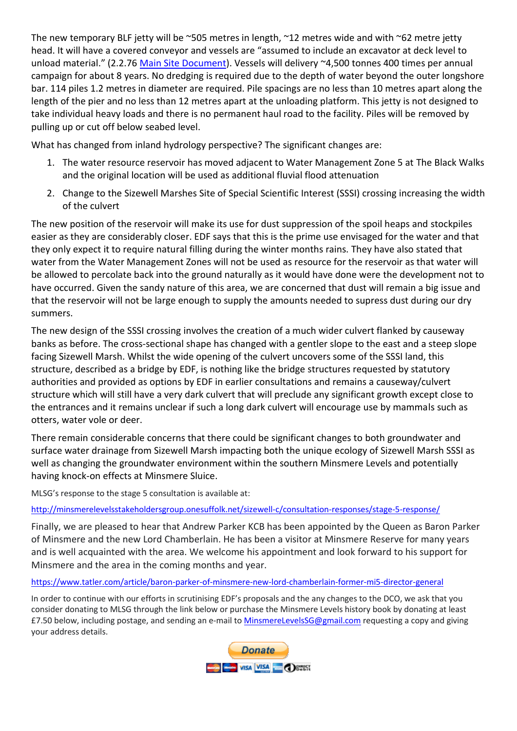The new temporary BLF jetty will be ~505 metres in length, ~12 metres wide and with ~62 metre jetty head. It will have a covered conveyor and vessels are "assumed to include an excavator at deck level to unload material." (2.2.76 Main Site Document). Vessels will delivery ~4,500 tonnes 400 times per annual campaign for about 8 years. No dredging is required due to the depth of water beyond the outer longshore bar. 114 piles 1.2 metres in diameter are required. Pile spacings are no less than 10 metres apart along the length of the pier and no less than 12 metres apart at the unloading platform. This jetty is not designed to take individual heavy loads and there is no permanent haul road to the facility. Piles will be removed by pulling up or cut off below seabed level.

What has changed from inland hydrology perspective? The significant changes are:

1. The water resource reservoir has moved adjacent to Water Management Zone 5 at The Black Walks and the original location will be used as additional fluvial flood attenuation
2. Change to the Sizewell Marshes Site of Special Scientific Interest (SSSI) crossing increasing the width of the culvert

The new position of the reservoir will make its use for dust suppression of the spoil heaps and stockpiles easier as they are considerably closer. EDF says that this is the prime use envisaged for the water and that they only expect it to require natural filling during the winter months rains. They have also stated that water from the Water Management Zones will not be used as resource for the reservoir as that water will be allowed to percolate back into the ground naturally as it would have done were the development not to have occurred. Given the sandy nature of this area, we are concerned that dust will remain a big issue and that the reservoir will not be large enough to supply the amounts needed to supress dust during our dry summers.

The new design of the SSSI crossing involves the creation of a much wider culvert flanked by causeway banks as before. The cross-sectional shape has changed with a gentler slope to the east and a steep slope facing Sizewell Marsh. Whilst the wide opening of the culvert uncovers some of the SSSI land, this structure, described as a bridge by EDF, is nothing like the bridge structures requested by statutory authorities and provided as options by EDF in earlier consultations and remains a causeway/culvert structure which will still have a very dark culvert that will preclude any significant growth except close to the entrances and it remains unclear if such a long dark culvert will encourage use by mammals such as otters, water vole or deer.

There remain considerable concerns that there could be significant changes to both groundwater and surface water drainage from Sizewell Marsh impacting both the unique ecology of Sizewell Marsh SSSI as well as changing the groundwater environment within the southern Minsmere Levels and potentially having knock-on effects at Minsmere Sluice.

MLSG's response to the stage 5 consultation is available at:

http://minsmerelevelsstakeholdersgroup.onesuffolk.net/sizewell-c/consultation-responses/stage-5-response/

Finally, we are pleased to hear that Andrew Parker KCB has been appointed by the Queen as Baron Parker of Minsmere and the new Lord Chamberlain. He has been a visitor at Minsmere Reserve for many years and is well acquainted with the area. We welcome his appointment and look forward to his support for Minsmere and the area in the coming months and year.

https://www.tatler.com/article/baron-parker-of-minsmere-new-lord-chamberlain-former-mi5-director-general

In order to continue with our efforts in scrutinising EDF's proposals and the any changes to the DCO, we ask that you consider donating to MLSG through the link below or purchase the Minsmere Levels history book by donating at least £7.50 below, including postage, and sending an e-mail to MinsmereLevelsSG@gmail.com requesting a copy and giving your address details.

Donate